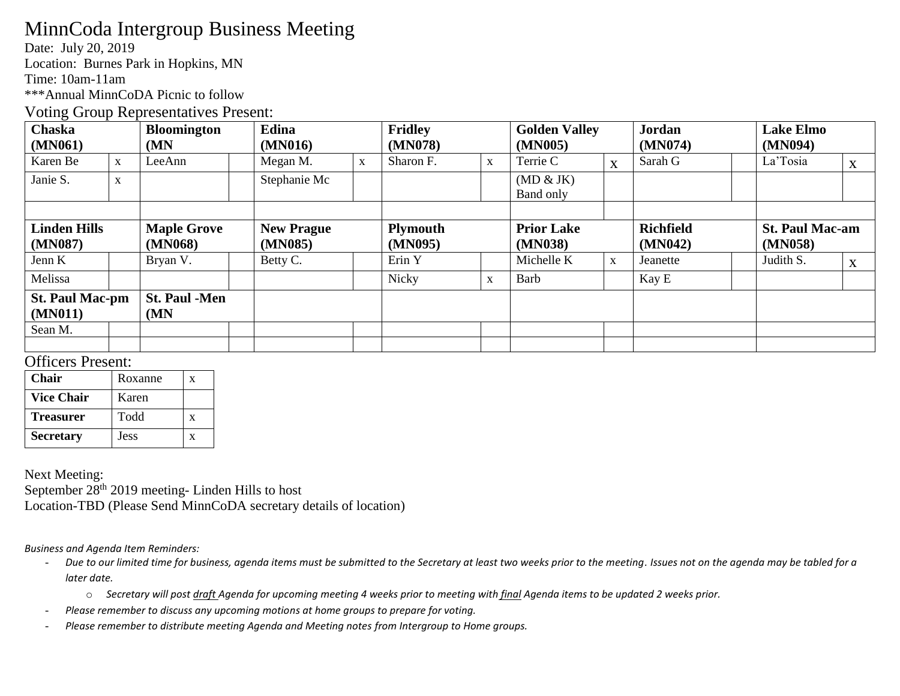# MinnCoda Intergroup Business Meeting

Date: July 20, 2019

Location: Burnes Park in Hopkins, MN

Time: 10am-11am

***Annual MinnCoDA Picnic to follow

## Voting Group Representatives Present:

| **Chaska (MN061)** | | **Bloomington (MN** | | **Edina (MN016)** | | **Fridley (MN078)** | | **Golden Valley (MN005)** | | **Jordan (MN074)** | | **Lake Elmo (MN094)** | |
|---|---|---|---|---|---|---|---|---|---|---|---|---|---|
| Karen Be | x | LeeAnn | | Megan M. | x | Sharon F. | x | Terrie C | x | Sarah G | | La'Tosia | x |
| Janie S. | x | | | Stephanie Mc | | | | (MD & JK) Band only | | | | | |
| | | | | | | | | | | | | | |
| **Linden Hills (MN087)** | | **Maple Grove (MN068)** | | **New Prague (MN085)** | | **Plymouth (MN095)** | | **Prior Lake (MN038)** | | **Richfield (MN042)** | | **St. Paul Mac-am (MN058)** | |
| Jenn K | | Bryan V. | | Betty C. | | Erin Y | | Michelle K | x | Jeanette | | Judith S. | x |
| Melissa | | | | | | Nicky | x | Barb | | Kay E | | | |
| **St. Paul Mac-pm (MN011)** | | **St. Paul -Men (MN** | | | | | | | | | | | |
| Sean M. | | | | | | | | | | | | | |
| | | | | | | | | | | | | | |

## Officers Present:

| **Chair** | Roxanne | x |
|---|---|---|
| **Vice Chair** | Karen | |
| **Treasurer** | Todd | x |
| **Secretary** | Jess | x |

Next Meeting:

September 28th 2019 meeting- Linden Hills to host

Location-TBD (Please Send MinnCoDA secretary details of location)

*Business and Agenda Item Reminders:*

- *Due to our limited time for business, agenda items must be submitted to the Secretary at least two weeks prior to the meeting. Issues not on the agenda may be tabled for a later date.*
    - *Secretary will post draft Agenda for upcoming meeting 4 weeks prior to meeting with final Agenda items to be updated 2 weeks prior.*
- *Please remember to discuss any upcoming motions at home groups to prepare for voting.*
- *Please remember to distribute meeting Agenda and Meeting notes from Intergroup to Home groups.*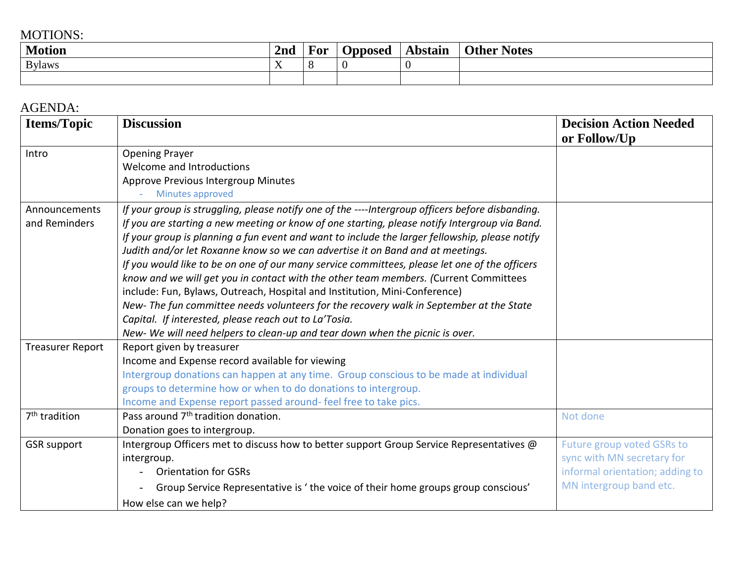MOTIONS:

| Motion | 2nd | For | Opposed | Abstain | Other Notes |
|---|---|---|---|---|---|
| Bylaws | X | 8 | 0 | 0 | |
| | | | | | |

AGENDA:

| Items/Topic | Discussion | Decision Action Needed or Follow/Up |
|---|---|---|
| Intro | Opening Prayer<br>Welcome and Introductions<br>Approve Previous Intergroup Minutes<br>- Minutes approved | |
| Announcements and Reminders | *If your group is struggling, please notify one of the ----Intergroup officers before disbanding.*<br>*If you are starting a new meeting or know of one starting, please notify Intergroup via Band.*<br>*If your group is planning a fun event and want to include the larger fellowship, please notify Judith and/or let Roxanne know so we can advertise it on Band and at meetings.*<br>*If you would like to be on one of our many service committees, please let one of the officers know and we will get you in contact with the other team members. (*Current Committees include: Fun, Bylaws, Outreach, Hospital and Institution, Mini-Conference)<br>*New- The fun committee needs volunteers for the recovery walk in September at the State Capital. If interested, please reach out to La'Tosia.*<br>*New- We will need helpers to clean-up and tear down when the picnic is over.* | |
| Treasurer Report | Report given by treasurer<br>Income and Expense record available for viewing<br>Intergroup donations can happen at any time. Group conscious to be made at individual groups to determine how or when to do donations to intergroup.<br>Income and Expense report passed around- feel free to take pics. | |
| 7th tradition | Pass around 7th tradition donation.<br>Donation goes to intergroup. | Not done |
| GSR support | Intergroup Officers met to discuss how to better support Group Service Representatives @ intergroup.<br>- Orientation for GSRs<br>- Group Service Representative is ' the voice of their home groups group conscious'<br>How else can we help? | Future group voted GSRs to sync with MN secretary for informal orientation; adding to MN intergroup band etc. |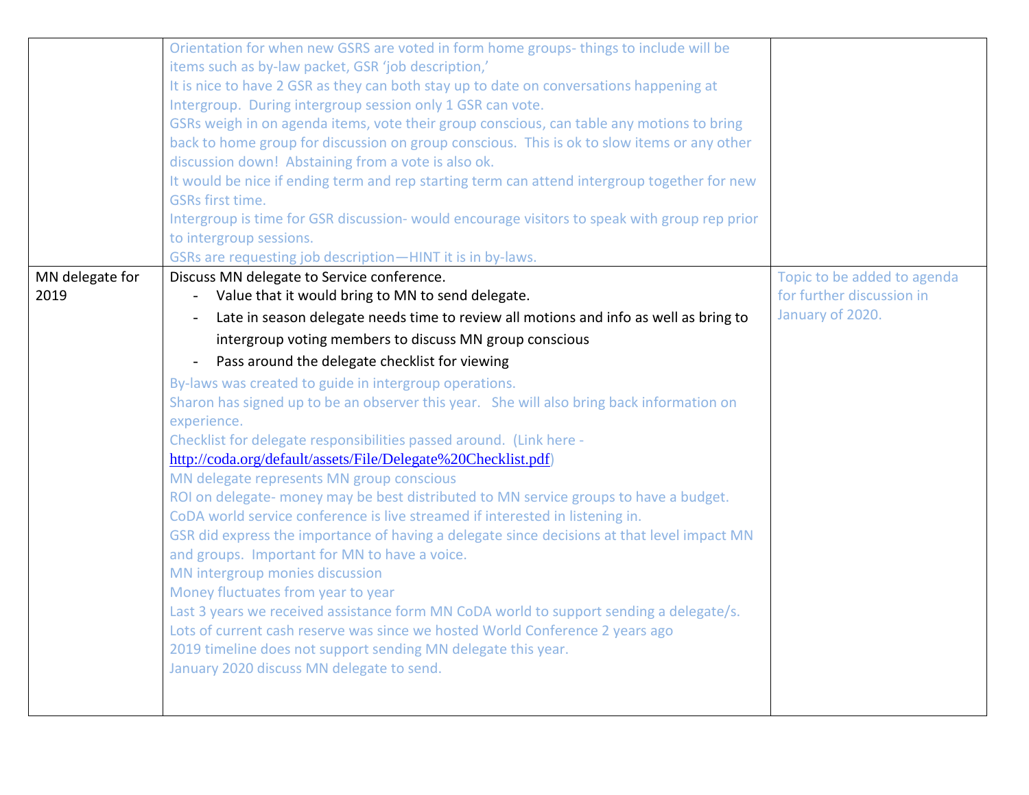| | | |
|---|---|---|
| | Orientation for when new GSRS are voted in form home groups- things to include will be items such as by-law packet, GSR 'job description,'<br>It is nice to have 2 GSR as they can both stay up to date on conversations happening at Intergroup. During intergroup session only 1 GSR can vote.<br>GSRs weigh in on agenda items, vote their group conscious, can table any motions to bring back to home group for discussion on group conscious. This is ok to slow items or any other discussion down! Abstaining from a vote is also ok.<br>It would be nice if ending term and rep starting term can attend intergroup together for new GSRs first time.<br>Intergroup is time for GSR discussion- would encourage visitors to speak with group rep prior to intergroup sessions.<br>GSRs are requesting job description—HINT it is in by-laws. | |
| MN delegate for 2019 | Discuss MN delegate to Service conference.<br>- Value that it would bring to MN to send delegate.<br>- Late in season delegate needs time to review all motions and info as well as bring to intergroup voting members to discuss MN group conscious<br>- Pass around the delegate checklist for viewing<br>By-laws was created to guide in intergroup operations.<br>Sharon has signed up to be an observer this year. She will also bring back information on experience.<br>Checklist for delegate responsibilities passed around. (Link here - http://coda.org/default/assets/File/Delegate%20Checklist.pdf)<br>MN delegate represents MN group conscious<br>ROI on delegate- money may be best distributed to MN service groups to have a budget.<br>CoDA world service conference is live streamed if interested in listening in.<br>GSR did express the importance of having a delegate since decisions at that level impact MN and groups. Important for MN to have a voice.<br>MN intergroup monies discussion<br>Money fluctuates from year to year<br>Last 3 years we received assistance form MN CoDA world to support sending a delegate/s.<br>Lots of current cash reserve was since we hosted World Conference 2 years ago<br>2019 timeline does not support sending MN delegate this year.<br>January 2020 discuss MN delegate to send. | Topic to be added to agenda for further discussion in January of 2020. |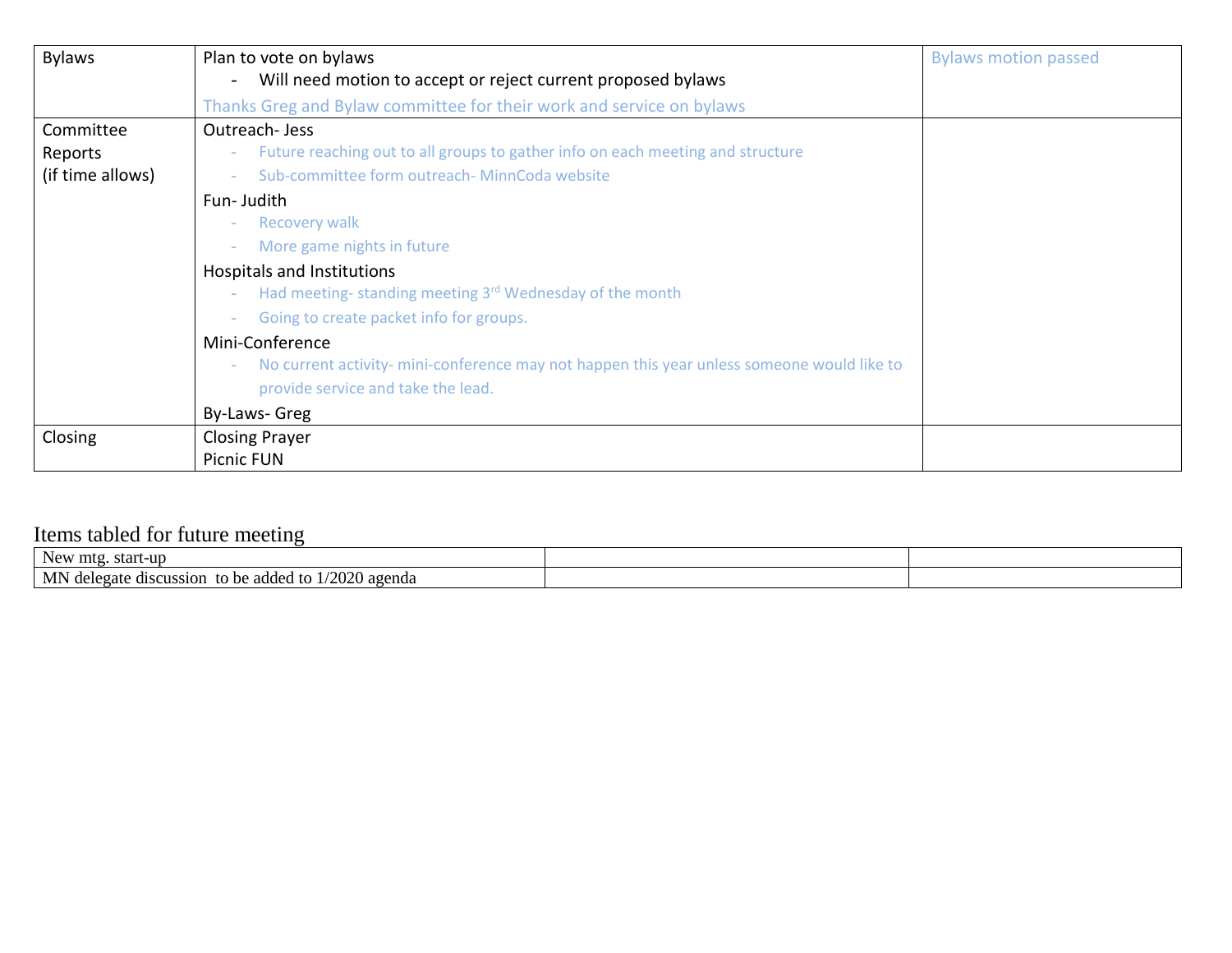| | | |
|---|---|---|
| Bylaws | Plan to vote on bylaws<br>- Will need motion to accept or reject current proposed bylaws<br>Thanks Greg and Bylaw committee for their work and service on bylaws | Bylaws motion passed |
| Committee Reports (if time allows) | Outreach- Jess<br>- Future reaching out to all groups to gather info on each meeting and structure<br>- Sub-committee form outreach- MinnCoda website<br>Fun- Judith<br>- Recovery walk<br>- More game nights in future<br>Hospitals and Institutions<br>- Had meeting- standing meeting 3rd Wednesday of the month<br>- Going to create packet info for groups.<br>Mini-Conference<br>- No current activity- mini-conference may not happen this year unless someone would like to provide service and take the lead.<br>By-Laws- Greg | |
| Closing | Closing Prayer<br>Picnic FUN | |

## Items tabled for future meeting

| | | |
|---|---|---|
| New mtg. start-up | | |
| MN delegate discussion to be added to 1/2020 agenda | | |